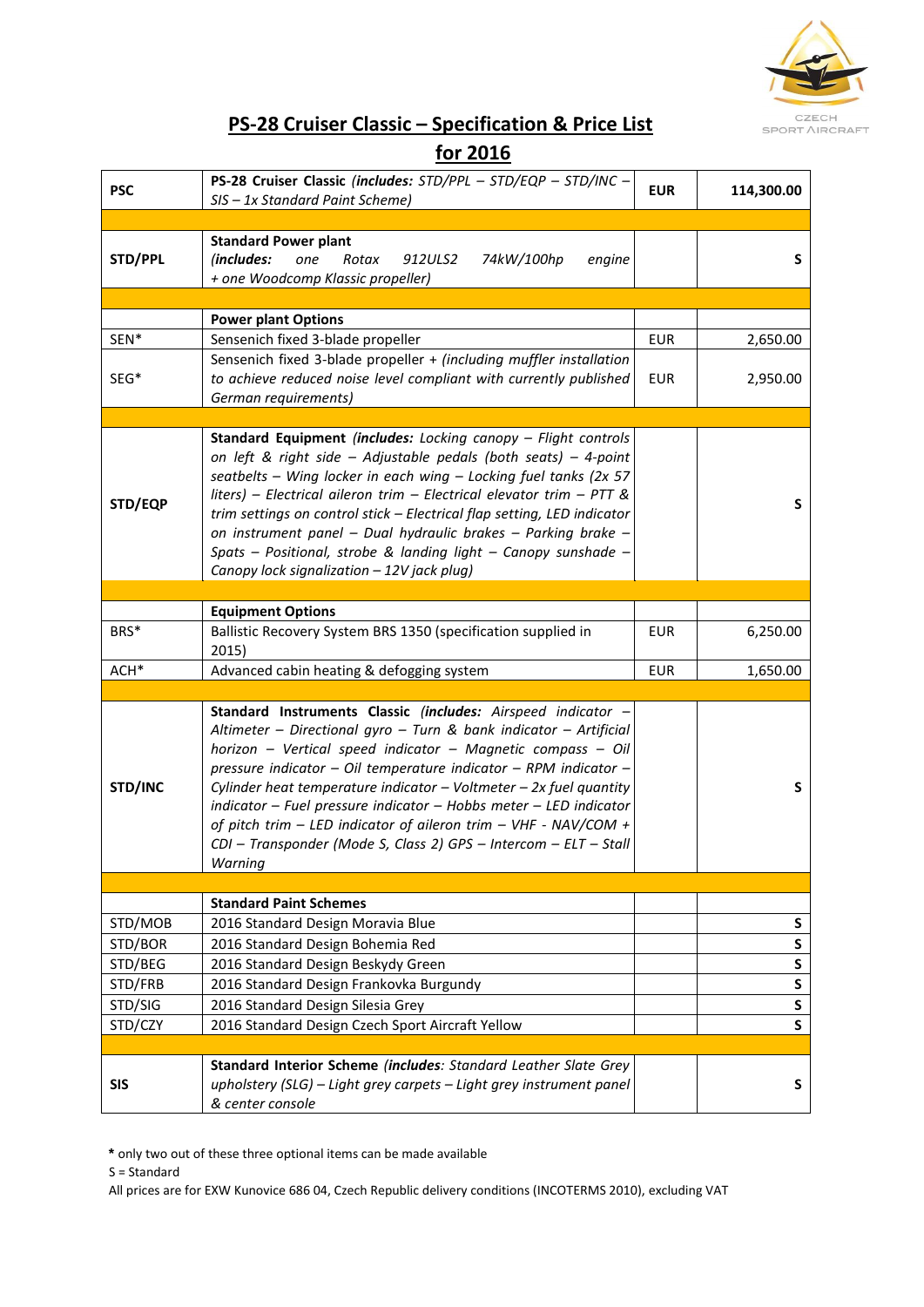# PS-28 Cruiser Classic – Specification & Price List for 2016

| PSC | PS-28 Cruiser Classic *(includes: STD/PPL – STD/EQP – STD/INC – SIS – 1x Standard Paint Scheme)* | EUR | 114,300.00 |
|---|---|---|---|
| | | | |
| STD/PPL | **Standard Power plant** *(includes: one Rotax 912ULS2 74kW/100hp engine + one Woodcomp Klassic propeller)* | | S |
| | | | |
| | **Power plant Options** | | |
| SEN* | Sensenich fixed 3-blade propeller | EUR | 2,650.00 |
| SEG* | Sensenich fixed 3-blade propeller + *(including muffler installation to achieve reduced noise level compliant with currently published German requirements)* | EUR | 2,950.00 |
| | | | |
| STD/EQP | **Standard Equipment** *(includes: Locking canopy – Flight controls on left & right side – Adjustable pedals (both seats) – 4-point seatbelts – Wing locker in each wing – Locking fuel tanks (2x 57 liters) – Electrical aileron trim – Electrical elevator trim – PTT & trim settings on control stick – Electrical flap setting, LED indicator on instrument panel – Dual hydraulic brakes – Parking brake – Spats – Positional, strobe & landing light – Canopy sunshade – Canopy lock signalization – 12V jack plug)* | | S |
| | | | |
| | **Equipment Options** | | |
| BRS* | Ballistic Recovery System BRS 1350 (specification supplied in 2015) | EUR | 6,250.00 |
| ACH* | Advanced cabin heating & defogging system | EUR | 1,650.00 |
| | | | |
| STD/INC | **Standard Instruments Classic** *(includes: Airspeed indicator – Altimeter – Directional gyro – Turn & bank indicator – Artificial horizon – Vertical speed indicator – Magnetic compass – Oil pressure indicator – Oil temperature indicator – RPM indicator – Cylinder heat temperature indicator – Voltmeter – 2x fuel quantity indicator – Fuel pressure indicator – Hobbs meter – LED indicator of pitch trim – LED indicator of aileron trim – VHF - NAV/COM + CDI – Transponder (Mode S, Class 2) GPS – Intercom – ELT – Stall Warning* | | S |
| | | | |
| | **Standard Paint Schemes** | | |
| STD/MOB | 2016 Standard Design Moravia Blue | | S |
| STD/BOR | 2016 Standard Design Bohemia Red | | S |
| STD/BEG | 2016 Standard Design Beskydy Green | | S |
| STD/FRB | 2016 Standard Design Frankovka Burgundy | | S |
| STD/SIG | 2016 Standard Design Silesia Grey | | S |
| STD/CZY | 2016 Standard Design Czech Sport Aircraft Yellow | | S |
| | | | |
| SIS | **Standard Interior Scheme** *(includes: Standard Leather Slate Grey upholstery (SLG) – Light grey carpets – Light grey instrument panel & center console* | | S |

**\*** only two out of these three optional items can be made available

S = Standard

All prices are for EXW Kunovice 686 04, Czech Republic delivery conditions (INCOTERMS 2010), excluding VAT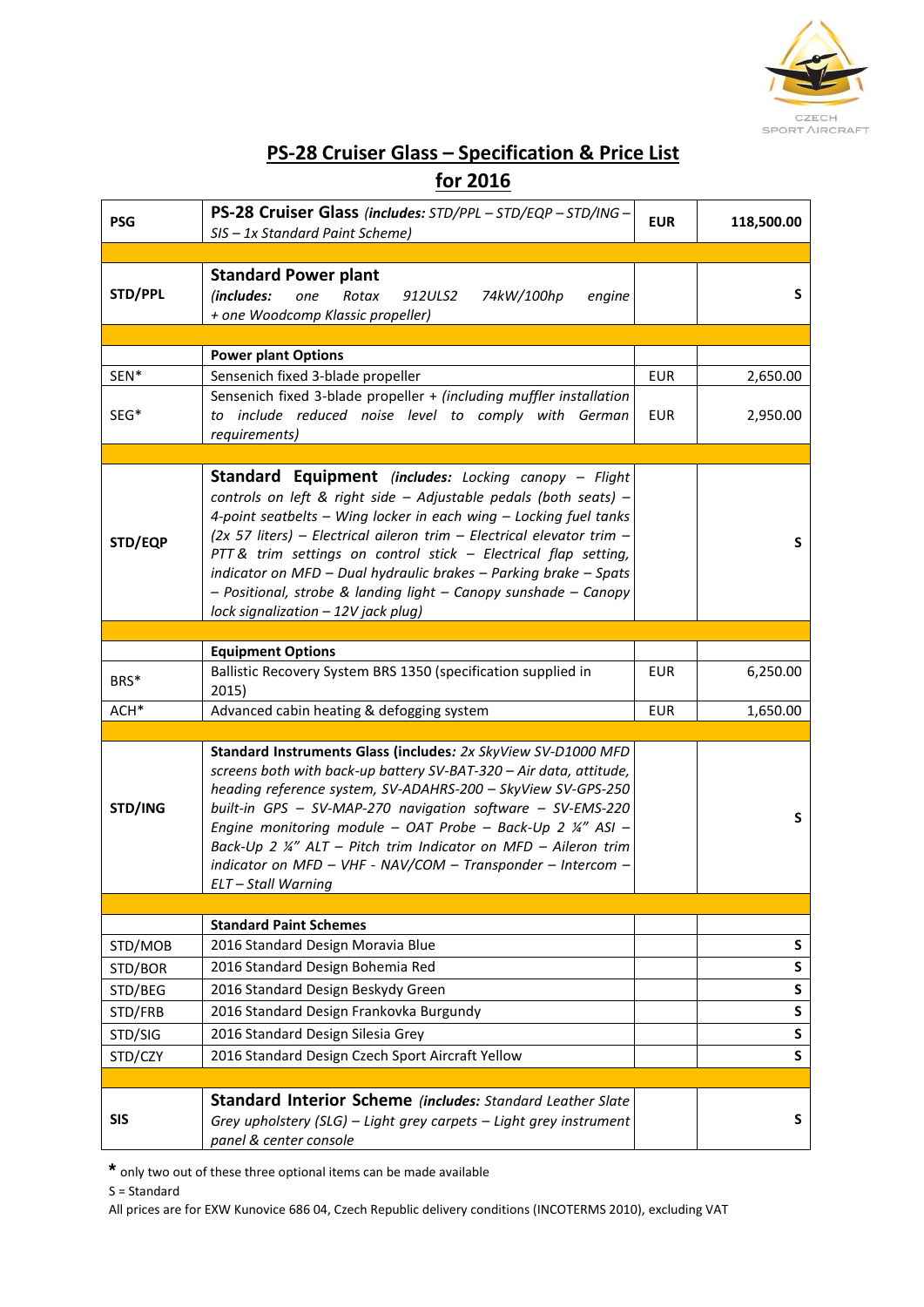# PS-28 Cruiser Glass – Specification & Price List for 2016

| | | | |
|---|---|---|---|
| **PSG** | **PS-28 Cruiser Glass** ***(includes:*** *STD/PPL – STD/EQP – STD/ING – SIS – 1x Standard Paint Scheme)* | **EUR** | **118,500.00** |
| | | | |
| **STD/PPL** | **Standard Power plant** *(**includes:** one Rotax 912ULS2 74kW/100hp engine + one Woodcomp Klassic propeller)* | | **S** |
| | | | |
| | **Power plant Options** | | |
| SEN* | Sensenich fixed 3-blade propeller | EUR | 2,650.00 |
| SEG* | Sensenich fixed 3-blade propeller + *(including muffler installation to include reduced noise level to comply with German requirements)* | EUR | 2,950.00 |
| | | | |
| **STD/EQP** | **Standard Equipment** *(**includes:** Locking canopy – Flight controls on left & right side – Adjustable pedals (both seats) – 4-point seatbelts – Wing locker in each wing – Locking fuel tanks (2x 57 liters) – Electrical aileron trim – Electrical elevator trim – PTT & trim settings on control stick – Electrical flap setting, indicator on MFD – Dual hydraulic brakes – Parking brake – Spats – Positional, strobe & landing light – Canopy sunshade – Canopy lock signalization – 12V jack plug)* | | **S** |
| | | | |
| | **Equipment Options** | | |
| BRS* | Ballistic Recovery System BRS 1350 (specification supplied in 2015) | EUR | 6,250.00 |
| ACH* | Advanced cabin heating & defogging system | EUR | 1,650.00 |
| | | | |
| **STD/ING** | **Standard Instruments Glass (includes:** *2x SkyView SV-D1000 MFD screens both with back-up battery SV-BAT-320 – Air data, attitude, heading reference system, SV-ADAHRS-200 – SkyView SV-GPS-250 built-in GPS – SV-MAP-270 navigation software – SV-EMS-220 Engine monitoring module – OAT Probe – Back-Up 2 ¼" ASI – Back-Up 2 ¼" ALT – Pitch trim Indicator on MFD – Aileron trim indicator on MFD – VHF - NAV/COM – Transponder – Intercom – ELT – Stall Warning* | | **S** |
| | | | |
| | **Standard Paint Schemes** | | |
| STD/MOB | 2016 Standard Design Moravia Blue | | **S** |
| STD/BOR | 2016 Standard Design Bohemia Red | | **S** |
| STD/BEG | 2016 Standard Design Beskydy Green | | **S** |
| STD/FRB | 2016 Standard Design Frankovka Burgundy | | **S** |
| STD/SIG | 2016 Standard Design Silesia Grey | | **S** |
| STD/CZY | 2016 Standard Design Czech Sport Aircraft Yellow | | **S** |
| | | | |
| **SIS** | **Standard Interior Scheme** *(**includes:** Standard Leather Slate Grey upholstery (SLG) – Light grey carpets – Light grey instrument panel & center console* | | **S** |

**\*** only two out of these three optional items can be made available

S = Standard

All prices are for EXW Kunovice 686 04, Czech Republic delivery conditions (INCOTERMS 2010), excluding VAT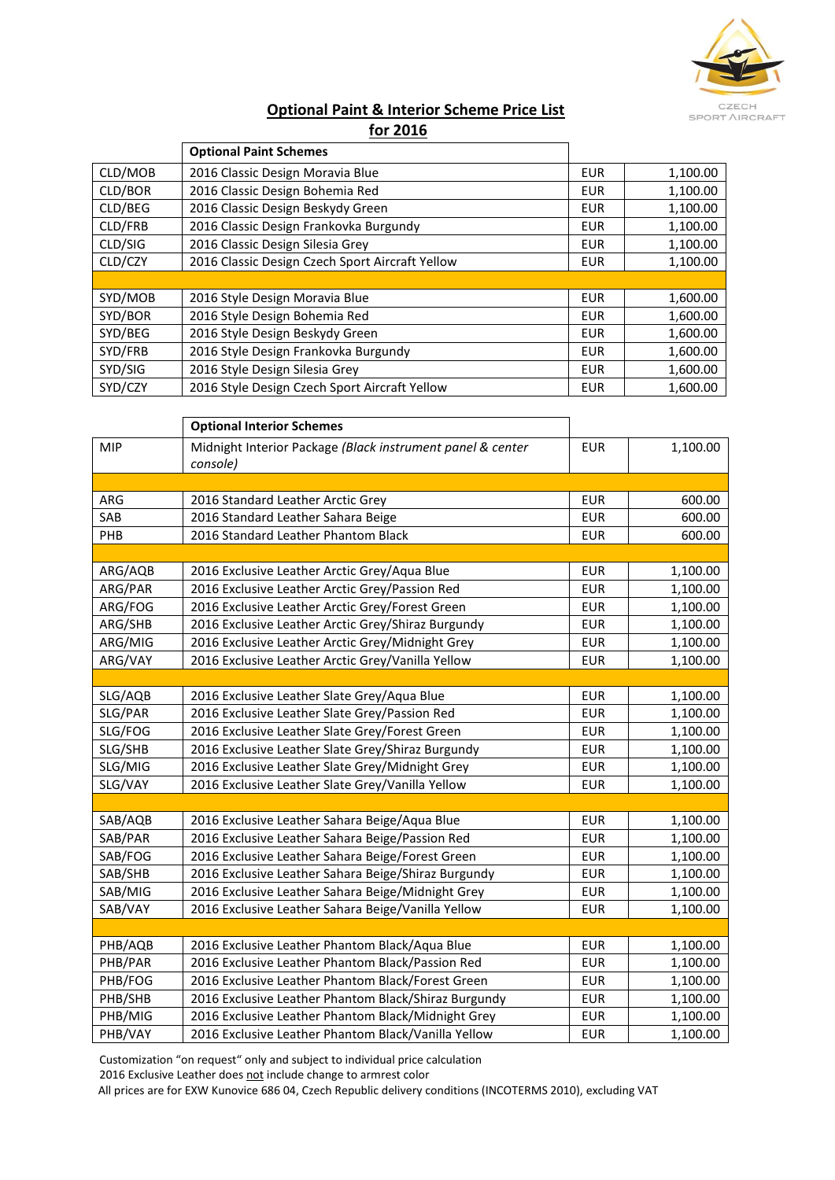## Optional Paint & Interior Scheme Price List for 2016

| | Optional Paint Schemes | | |
|---|---|---|---|
| CLD/MOB | 2016 Classic Design Moravia Blue | EUR | 1,100.00 |
| CLD/BOR | 2016 Classic Design Bohemia Red | EUR | 1,100.00 |
| CLD/BEG | 2016 Classic Design Beskydy Green | EUR | 1,100.00 |
| CLD/FRB | 2016 Classic Design Frankovka Burgundy | EUR | 1,100.00 |
| CLD/SIG | 2016 Classic Design Silesia Grey | EUR | 1,100.00 |
| CLD/CZY | 2016 Classic Design Czech Sport Aircraft Yellow | EUR | 1,100.00 |
| | | | |
| SYD/MOB | 2016 Style Design Moravia Blue | EUR | 1,600.00 |
| SYD/BOR | 2016 Style Design Bohemia Red | EUR | 1,600.00 |
| SYD/BEG | 2016 Style Design Beskydy Green | EUR | 1,600.00 |
| SYD/FRB | 2016 Style Design Frankovka Burgundy | EUR | 1,600.00 |
| SYD/SIG | 2016 Style Design Silesia Grey | EUR | 1,600.00 |
| SYD/CZY | 2016 Style Design Czech Sport Aircraft Yellow | EUR | 1,600.00 |

| | Optional Interior Schemes | | |
|---|---|---|---|
| MIP | Midnight Interior Package *(Black instrument panel & center console)* | EUR | 1,100.00 |
| | | | |
| ARG | 2016 Standard Leather Arctic Grey | EUR | 600.00 |
| SAB | 2016 Standard Leather Sahara Beige | EUR | 600.00 |
| PHB | 2016 Standard Leather Phantom Black | EUR | 600.00 |
| | | | |
| ARG/AQB | 2016 Exclusive Leather Arctic Grey/Aqua Blue | EUR | 1,100.00 |
| ARG/PAR | 2016 Exclusive Leather Arctic Grey/Passion Red | EUR | 1,100.00 |
| ARG/FOG | 2016 Exclusive Leather Arctic Grey/Forest Green | EUR | 1,100.00 |
| ARG/SHB | 2016 Exclusive Leather Arctic Grey/Shiraz Burgundy | EUR | 1,100.00 |
| ARG/MIG | 2016 Exclusive Leather Arctic Grey/Midnight Grey | EUR | 1,100.00 |
| ARG/VAY | 2016 Exclusive Leather Arctic Grey/Vanilla Yellow | EUR | 1,100.00 |
| | | | |
| SLG/AQB | 2016 Exclusive Leather Slate Grey/Aqua Blue | EUR | 1,100.00 |
| SLG/PAR | 2016 Exclusive Leather Slate Grey/Passion Red | EUR | 1,100.00 |
| SLG/FOG | 2016 Exclusive Leather Slate Grey/Forest Green | EUR | 1,100.00 |
| SLG/SHB | 2016 Exclusive Leather Slate Grey/Shiraz Burgundy | EUR | 1,100.00 |
| SLG/MIG | 2016 Exclusive Leather Slate Grey/Midnight Grey | EUR | 1,100.00 |
| SLG/VAY | 2016 Exclusive Leather Slate Grey/Vanilla Yellow | EUR | 1,100.00 |
| | | | |
| SAB/AQB | 2016 Exclusive Leather Sahara Beige/Aqua Blue | EUR | 1,100.00 |
| SAB/PAR | 2016 Exclusive Leather Sahara Beige/Passion Red | EUR | 1,100.00 |
| SAB/FOG | 2016 Exclusive Leather Sahara Beige/Forest Green | EUR | 1,100.00 |
| SAB/SHB | 2016 Exclusive Leather Sahara Beige/Shiraz Burgundy | EUR | 1,100.00 |
| SAB/MIG | 2016 Exclusive Leather Sahara Beige/Midnight Grey | EUR | 1,100.00 |
| SAB/VAY | 2016 Exclusive Leather Sahara Beige/Vanilla Yellow | EUR | 1,100.00 |
| | | | |
| PHB/AQB | 2016 Exclusive Leather Phantom Black/Aqua Blue | EUR | 1,100.00 |
| PHB/PAR | 2016 Exclusive Leather Phantom Black/Passion Red | EUR | 1,100.00 |
| PHB/FOG | 2016 Exclusive Leather Phantom Black/Forest Green | EUR | 1,100.00 |
| PHB/SHB | 2016 Exclusive Leather Phantom Black/Shiraz Burgundy | EUR | 1,100.00 |
| PHB/MIG | 2016 Exclusive Leather Phantom Black/Midnight Grey | EUR | 1,100.00 |
| PHB/VAY | 2016 Exclusive Leather Phantom Black/Vanilla Yellow | EUR | 1,100.00 |

Customization "on request" only and subject to individual price calculation

2016 Exclusive Leather does not include change to armrest color

All prices are for EXW Kunovice 686 04, Czech Republic delivery conditions (INCOTERMS 2010), excluding VAT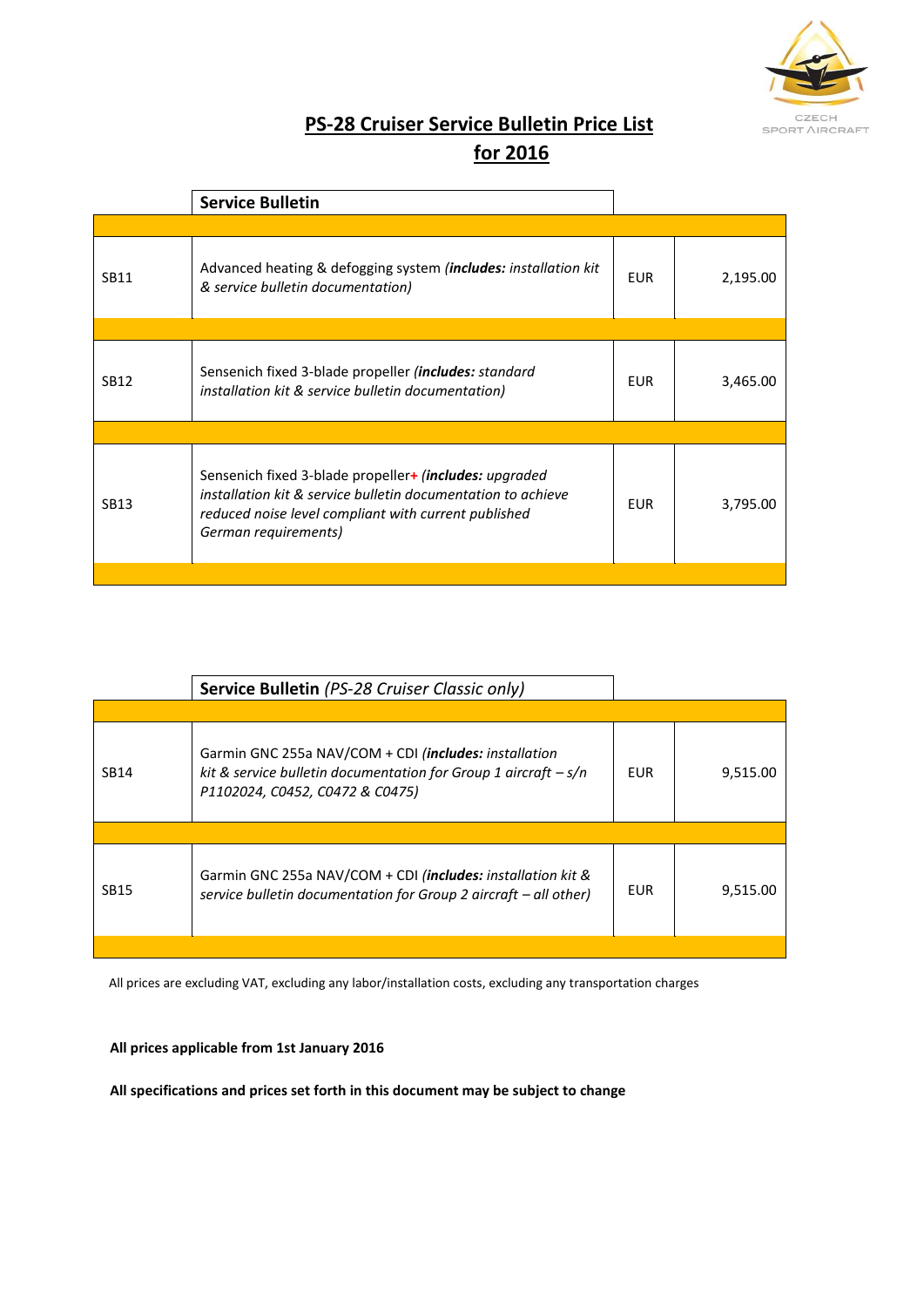# PS-28 Cruiser Service Bulletin Price List for 2016

| | Service Bulletin | | |
|---|---|---|---|
| SB11 | Advanced heating & defogging system *(**includes:** installation kit & service bulletin documentation)* | EUR | 2,195.00 |
| SB12 | Sensenich fixed 3-blade propeller *(**includes:** standard installation kit & service bulletin documentation)* | EUR | 3,465.00 |
| SB13 | Sensenich fixed 3-blade propeller+ *(**includes:** upgraded installation kit & service bulletin documentation to achieve reduced noise level compliant with current published German requirements)* | EUR | 3,795.00 |

| | **Service Bulletin** *(PS-28 Cruiser Classic only)* | | |
|---|---|---|---|
| SB14 | Garmin GNC 255a NAV/COM + CDI *(**includes:** installation kit & service bulletin documentation for Group 1 aircraft – s/n P1102024, C0452, C0472 & C0475)* | EUR | 9,515.00 |
| SB15 | Garmin GNC 255a NAV/COM + CDI *(**includes:** installation kit & service bulletin documentation for Group 2 aircraft – all other)* | EUR | 9,515.00 |

All prices are excluding VAT, excluding any labor/installation costs, excluding any transportation charges

**All prices applicable from 1st January 2016**

**All specifications and prices set forth in this document may be subject to change**